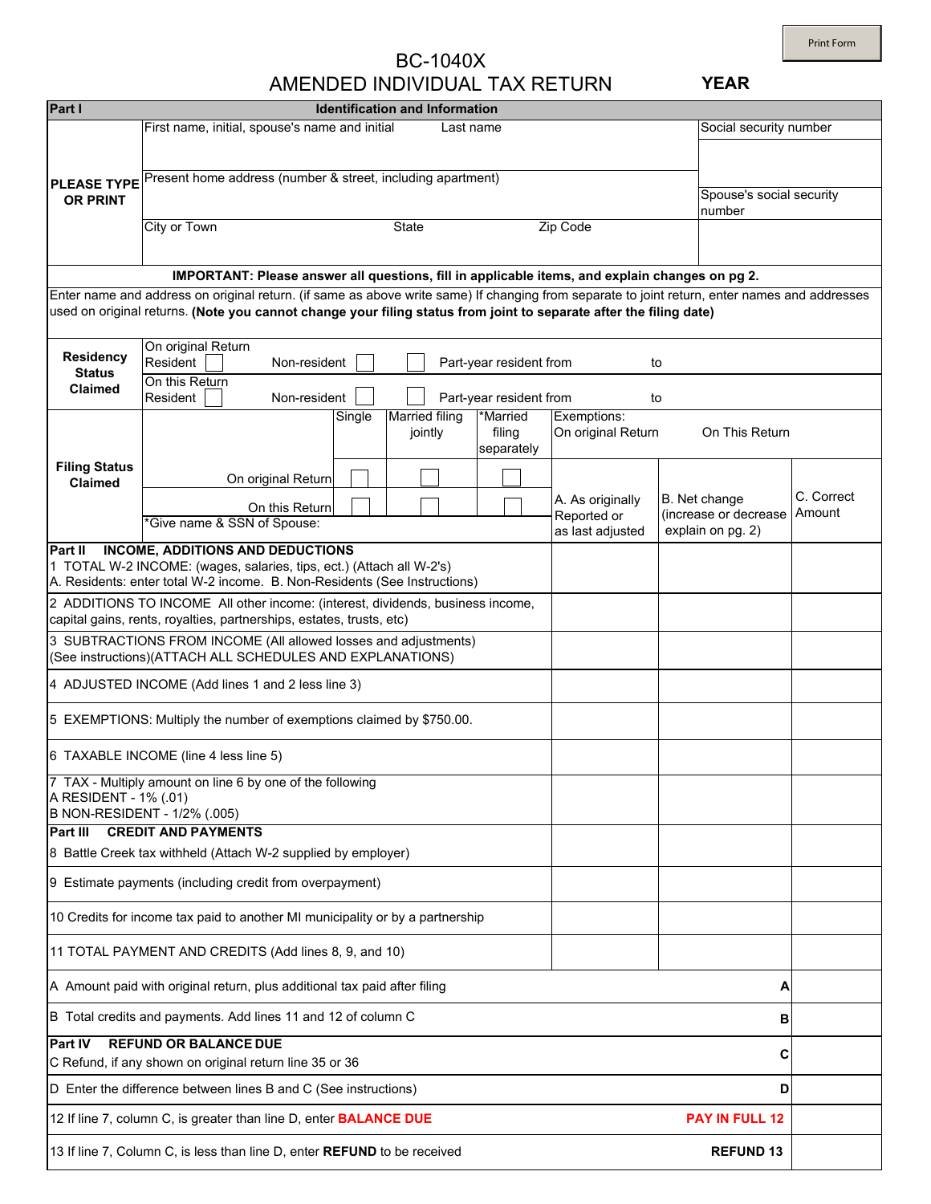# BC-1040X

# AMENDED INDIVIDUAL TAX RETURN

**YEAR**

| **Part I** | **Identification and Information** | |
|---|---|---|
| **PLEASE TYPE OR PRINT** | First name, initial, spouse's name and initial &nbsp;&nbsp;&nbsp; Last name | Social security number |
| | Present home address (number & street, including apartment) | Spouse's social security number |
| | City or Town &nbsp;&nbsp;&nbsp; State &nbsp;&nbsp;&nbsp; Zip Code | |

**IMPORTANT: Please answer all questions, fill in applicable items, and explain changes on pg 2.**

Enter name and address on original return. (if same as above write same) If changing from separate to joint return, enter names and addresses used on original returns. **(Note you cannot change your filing status from joint to separate after the filing date)**

| | | |
|---|---|---|
| **Residency Status Claimed** | On original Return<br>Resident ☐ Non-resident ☐ ☐ Part-year resident from ______ to ______ | |
| | On this Return<br>Resident ☐ Non-resident ☐ ☐ Part-year resident from ______ to ______ | |

| **Filing Status Claimed** | | Single | Married filing jointly | *Married filing separately | Exemptions: On original Return | On This Return | |
|---|---|---|---|---|---|---|---|
| | On original Return | ☐ | ☐ | ☐ | | | |
| | On this Return | ☐ | ☐ | ☐ | A. As originally Reported or as last adjusted | B. Net change (increase or decrease explain on pg. 2) | C. Correct Amount |
| | *Give name & SSN of Spouse: | | | | | | |

| | A | B | C |
|---|---|---|---|
| **Part II INCOME, ADDITIONS AND DEDUCTIONS**<br>1 TOTAL W-2 INCOME: (wages, salaries, tips, ect.) (Attach all W-2's)<br>A. Residents: enter total W-2 income. B. Non-Residents (See Instructions) | | | |
| 2 ADDITIONS TO INCOME All other income: (interest, dividends, business income, capital gains, rents, royalties, partnerships, estates, trusts, etc) | | | |
| 3 SUBTRACTIONS FROM INCOME (All allowed losses and adjustments) (See instructions)(ATTACH ALL SCHEDULES AND EXPLANATIONS) | | | |
| 4 ADJUSTED INCOME (Add lines 1 and 2 less line 3) | | | |
| 5 EXEMPTIONS: Multiply the number of exemptions claimed by $750.00. | | | |
| 6 TAXABLE INCOME (line 4 less line 5) | | | |
| 7 TAX - Multiply amount on line 6 by one of the following<br>A RESIDENT - 1% (.01)<br>B NON-RESIDENT - 1/2% (.005) | | | |
| **Part III CREDIT AND PAYMENTS**<br>8 Battle Creek tax withheld (Attach W-2 supplied by employer) | | | |
| 9 Estimate payments (including credit from overpayment) | | | |
| 10 Credits for income tax paid to another MI municipality or by a partnership | | | |
| 11 TOTAL PAYMENT AND CREDITS (Add lines 8, 9, and 10) | | | |

| | | |
|---|---|---|
| A Amount paid with original return, plus additional tax paid after filing | **A** | |
| B Total credits and payments. Add lines 11 and 12 of column C | **B** | |
| **Part IV REFUND OR BALANCE DUE**<br>C Refund, if any shown on original return line 35 or 36 | **C** | |
| D Enter the difference between lines B and C (See instructions) | **D** | |
| 12 If line 7, column C, is greater than line D, enter **BALANCE DUE** | **PAY IN FULL 12** | |
| 13 If line 7, Column C, is less than line D, enter **REFUND** to be received | **REFUND 13** | |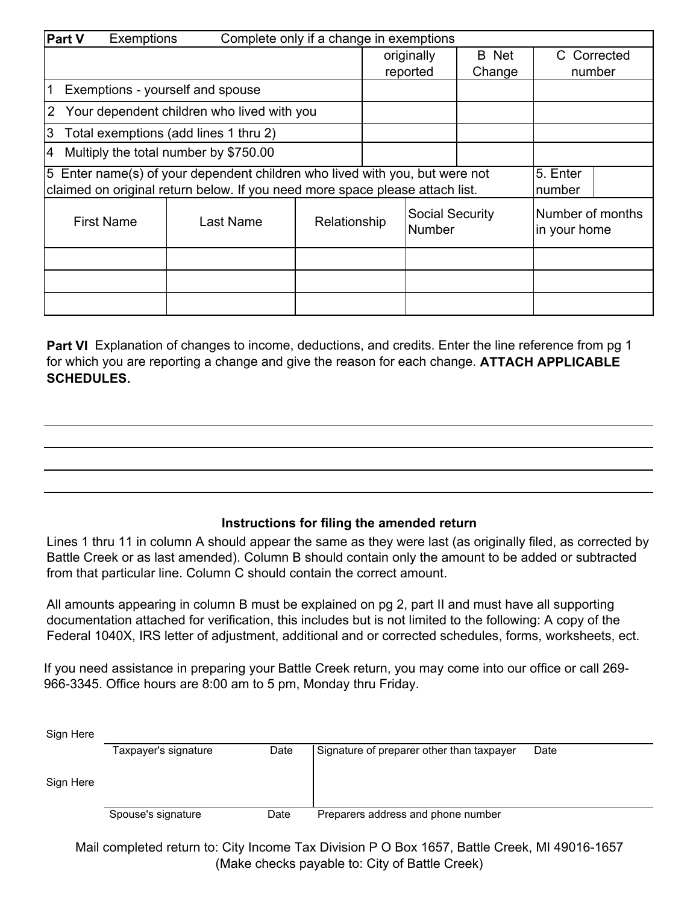| **Part V** Exemptions Complete only if a change in exemptions | originally reported | B Net Change | C Corrected number |
|---|---|---|---|
| 1 Exemptions - yourself and spouse | | | |
| 2 Your dependent children who lived with you | | | |
| 3 Total exemptions (add lines 1 thru 2) | | | |
| 4 Multiply the total number by $750.00 | | | |

| 5 Enter name(s) of your dependent children who lived with you, but were not claimed on original return below. If you need more space please attach list. | | | | 5. Enter number |
|---|---|---|---|---|
| First Name | Last Name | Relationship | Social Security Number | Number of months in your home |
| | | | | |
| | | | | |
| | | | | |

**Part VI** Explanation of changes to income, deductions, and credits. Enter the line reference from pg 1 for which you are reporting a change and give the reason for each change. **ATTACH APPLICABLE SCHEDULES.**

______________________________________________

______________________________________________

______________________________________________

______________________________________________

### Instructions for filing the amended return

Lines 1 thru 11 in column A should appear the same as they were last (as originally filed, as corrected by Battle Creek or as last amended). Column B should contain only the amount to be added or subtracted from that particular line. Column C should contain the correct amount.

All amounts appearing in column B must be explained on pg 2, part II and must have all supporting documentation attached for verification, this includes but is not limited to the following: A copy of the Federal 1040X, IRS letter of adjustment, additional and or corrected schedules, forms, worksheets, ect.

If you need assistance in preparing your Battle Creek return, you may come into our office or call 269-966-3345. Office hours are 8:00 am to 5 pm, Monday thru Friday.

Sign Here

Taxpayer's signature Date | Signature of preparer other than taxpayer Date

Sign Here

Spouse's signature Date | Preparers address and phone number

Mail completed return to: City Income Tax Division P O Box 1657, Battle Creek, MI 49016-1657
(Make checks payable to: City of Battle Creek)